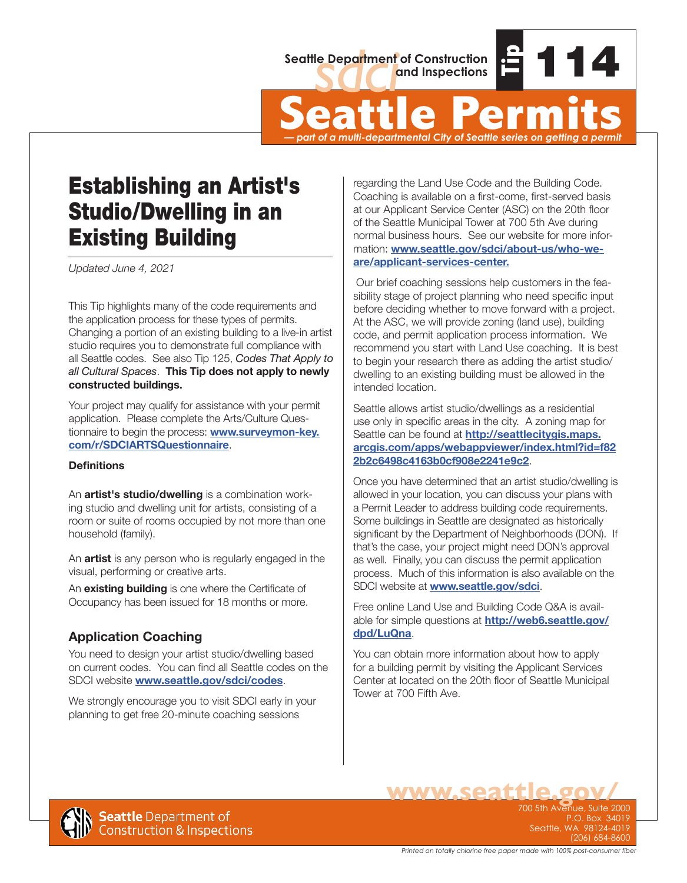Seattle Department of Construction and Inspections

Tip 114

# Seattle Permits

*— part of a multi-departmental City of Seattle series on getting a permit*

## Establishing an Artist's Studio/Dwelling in an Existing Building

*Updated June 4, 2021*

This Tip highlights many of the code requirements and the application process for these types of permits. Changing a portion of an existing building to a live-in artist studio requires you to demonstrate full compliance with all Seattle codes. See also Tip 125, *Codes That Apply to all Cultural Spaces*. **This Tip does not apply to newly constructed buildings.**

Your project may qualify for assistance with your permit application. Please complete the Arts/Culture Questionnaire to begin the process: **www.surveymon-key.com/r/SDCIARTSQuestionnaire**.

**Definitions**

An **artist's studio/dwelling** is a combination working studio and dwelling unit for artists, consisting of a room or suite of rooms occupied by not more than one household (family).

An **artist** is any person who is regularly engaged in the visual, performing or creative arts.

An **existing building** is one where the Certificate of Occupancy has been issued for 18 months or more.

### Application Coaching

You need to design your artist studio/dwelling based on current codes. You can find all Seattle codes on the SDCI website **www.seattle.gov/sdci/codes**.

We strongly encourage you to visit SDCI early in your planning to get free 20-minute coaching sessions regarding the Land Use Code and the Building Code. Coaching is available on a first-come, first-served basis at our Applicant Service Center (ASC) on the 20th floor of the Seattle Municipal Tower at 700 5th Ave during normal business hours. See our website for more information: **www.seattle.gov/sdci/about-us/who-we-are/applicant-services-center.**

Our brief coaching sessions help customers in the feasibility stage of project planning who need specific input before deciding whether to move forward with a project. At the ASC, we will provide zoning (land use), building code, and permit application process information. We recommend you start with Land Use coaching. It is best to begin your research there as adding the artist studio/dwelling to an existing building must be allowed in the intended location.

Seattle allows artist studio/dwellings as a residential use only in specific areas in the city. A zoning map for Seattle can be found at **http://seattlecitygis.maps.arcgis.com/apps/webappviewer/index.html?id=f822b2c6498c4163b0cf908e2241e9c2**.

Once you have determined that an artist studio/dwelling is allowed in your location, you can discuss your plans with a Permit Leader to address building code requirements. Some buildings in Seattle are designated as historically significant by the Department of Neighborhoods (DON). If that's the case, your project might need DON's approval as well. Finally, you can discuss the permit application process. Much of this information is also available on the SDCI website at **www.seattle.gov/sdci**.

Free online Land Use and Building Code Q&A is available for simple questions at **http://web6.seattle.gov/dpd/LuQna**.

You can obtain more information about how to apply for a building permit by visiting the Applicant Services Center at located on the 20th floor of Seattle Municipal Tower at 700 Fifth Ave.

Seattle Department of Construction & Inspections

www.seattle.gov/

700 5th Avenue, Suite 2000
P.O. Box 34019
Seattle, WA 98124-4019
(206) 684-8600

*Printed on totally chlorine free paper made with 100% post-consumer fiber*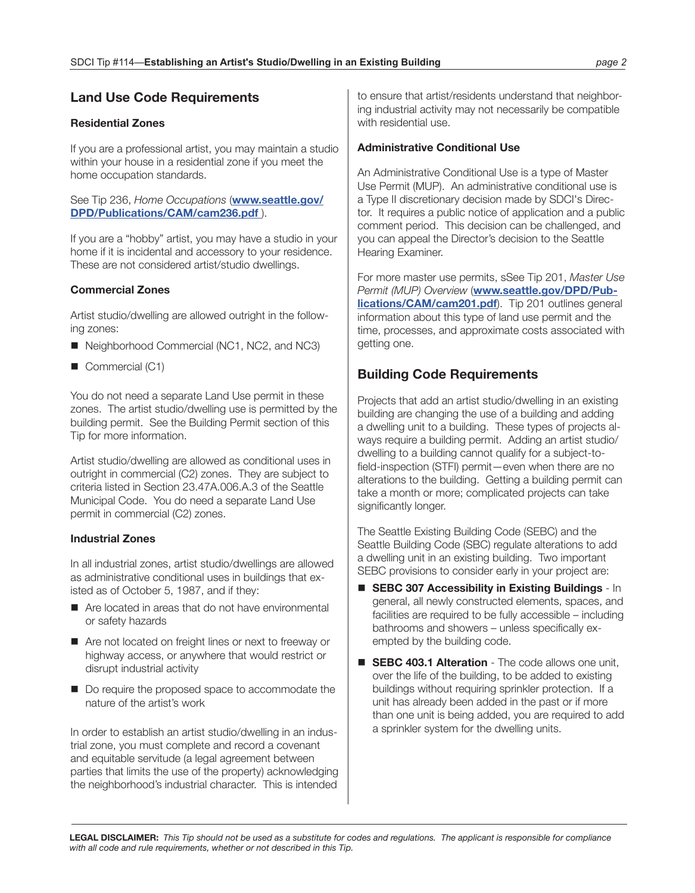## Land Use Code Requirements

### Residential Zones

If you are a professional artist, you may maintain a studio within your house in a residential zone if you meet the home occupation standards.

See Tip 236, *Home Occupations* (**www.seattle.gov/DPD/Publications/CAM/cam236.pdf** ).

If you are a "hobby" artist, you may have a studio in your home if it is incidental and accessory to your residence. These are not considered artist/studio dwellings.

### Commercial Zones

Artist studio/dwelling are allowed outright in the following zones:

- Neighborhood Commercial (NC1, NC2, and NC3)
- Commercial (C1)

You do not need a separate Land Use permit in these zones. The artist studio/dwelling use is permitted by the building permit. See the Building Permit section of this Tip for more information.

Artist studio/dwelling are allowed as conditional uses in outright in commercial (C2) zones. They are subject to criteria listed in Section 23.47A.006.A.3 of the Seattle Municipal Code. You do need a separate Land Use permit in commercial (C2) zones.

### Industrial Zones

In all industrial zones, artist studio/dwellings are allowed as administrative conditional uses in buildings that existed as of October 5, 1987, and if they:

- Are located in areas that do not have environmental or safety hazards
- Are not located on freight lines or next to freeway or highway access, or anywhere that would restrict or disrupt industrial activity
- Do require the proposed space to accommodate the nature of the artist's work

In order to establish an artist studio/dwelling in an industrial zone, you must complete and record a covenant and equitable servitude (a legal agreement between parties that limits the use of the property) acknowledging the neighborhood's industrial character. This is intended to ensure that artist/residents understand that neighboring industrial activity may not necessarily be compatible with residential use.

### Administrative Conditional Use

An Administrative Conditional Use is a type of Master Use Permit (MUP). An administrative conditional use is a Type II discretionary decision made by SDCI's Director. It requires a public notice of application and a public comment period. This decision can be challenged, and you can appeal the Director's decision to the Seattle Hearing Examiner.

For more master use permits, sSee Tip 201, *Master Use Permit (MUP) Overview* (**www.seattle.gov/DPD/Publications/CAM/cam201.pdf**). Tip 201 outlines general information about this type of land use permit and the time, processes, and approximate costs associated with getting one.

## Building Code Requirements

Projects that add an artist studio/dwelling in an existing building are changing the use of a building and adding a dwelling unit to a building. These types of projects always require a building permit. Adding an artist studio/dwelling to a building cannot qualify for a subject-to-field-inspection (STFI) permit—even when there are no alterations to the building. Getting a building permit can take a month or more; complicated projects can take significantly longer.

The Seattle Existing Building Code (SEBC) and the Seattle Building Code (SBC) regulate alterations to add a dwelling unit in an existing building. Two important SEBC provisions to consider early in your project are:

- **SEBC 307 Accessibility in Existing Buildings** - In general, all newly constructed elements, spaces, and facilities are required to be fully accessible – including bathrooms and showers – unless specifically exempted by the building code.
- **SEBC 403.1 Alteration** - The code allows one unit, over the life of the building, to be added to existing buildings without requiring sprinkler protection. If a unit has already been added in the past or if more than one unit is being added, you are required to add a sprinkler system for the dwelling units.

**LEGAL DISCLAIMER:** *This Tip should not be used as a substitute for codes and regulations. The applicant is responsible for compliance with all code and rule requirements, whether or not described in this Tip.*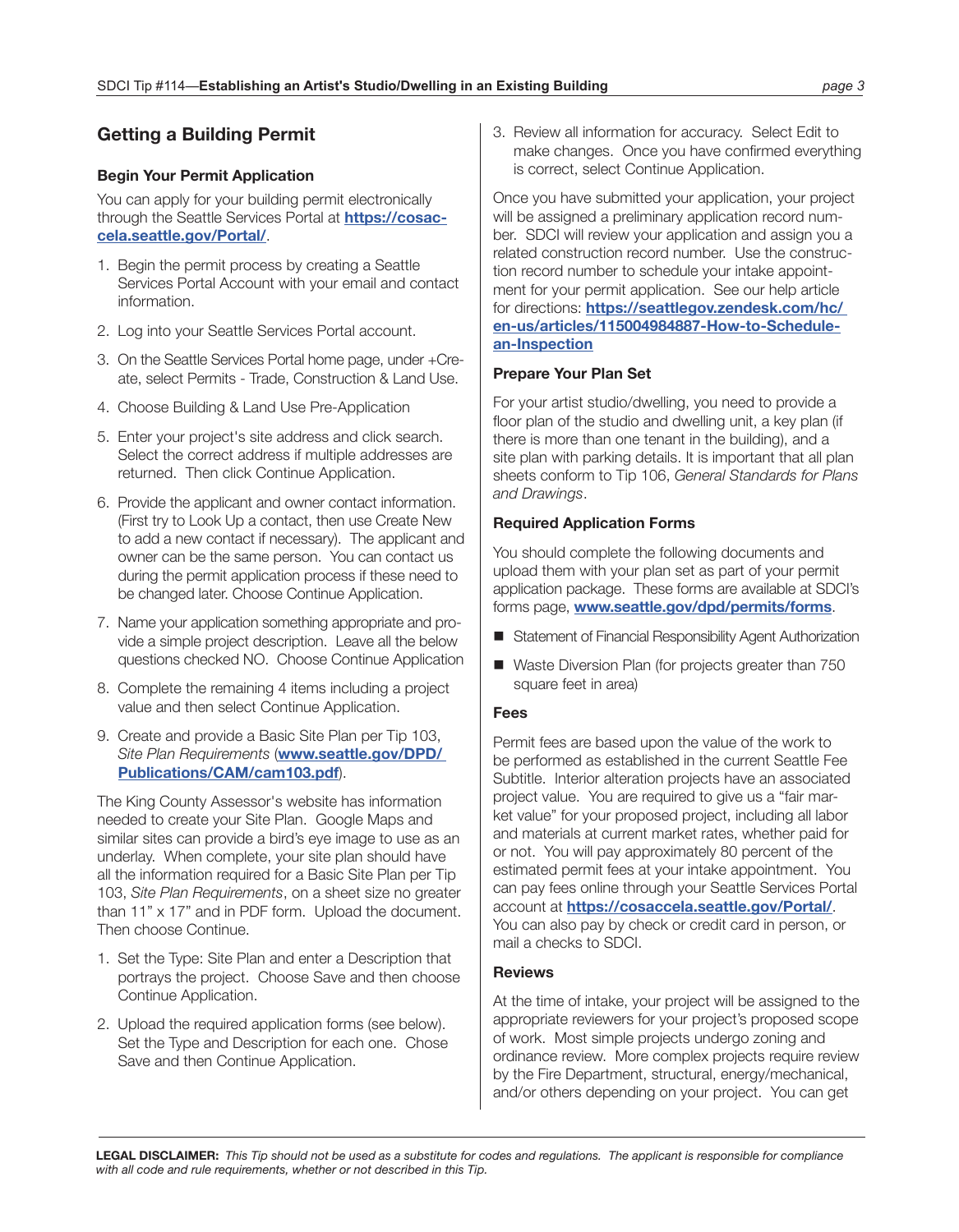## Getting a Building Permit

### Begin Your Permit Application

You can apply for your building permit electronically through the Seattle Services Portal at **https://cosaccela.seattle.gov/Portal/**.

1. Begin the permit process by creating a Seattle Services Portal Account with your email and contact information.
2. Log into your Seattle Services Portal account.
3. On the Seattle Services Portal home page, under +Create, select Permits - Trade, Construction & Land Use.
4. Choose Building & Land Use Pre-Application
5. Enter your project's site address and click search. Select the correct address if multiple addresses are returned. Then click Continue Application.
6. Provide the applicant and owner contact information. (First try to Look Up a contact, then use Create New to add a new contact if necessary). The applicant and owner can be the same person. You can contact us during the permit application process if these need to be changed later. Choose Continue Application.
7. Name your application something appropriate and provide a simple project description. Leave all the below questions checked NO. Choose Continue Application
8. Complete the remaining 4 items including a project value and then select Continue Application.
9. Create and provide a Basic Site Plan per Tip 103, *Site Plan Requirements* (**www.seattle.gov/DPD/Publications/CAM/cam103.pdf**).

The King County Assessor's website has information needed to create your Site Plan. Google Maps and similar sites can provide a bird's eye image to use as an underlay. When complete, your site plan should have all the information required for a Basic Site Plan per Tip 103, *Site Plan Requirements*, on a sheet size no greater than 11" x 17" and in PDF form. Upload the document. Then choose Continue.

1. Set the Type: Site Plan and enter a Description that portrays the project. Choose Save and then choose Continue Application.
2. Upload the required application forms (see below). Set the Type and Description for each one. Chose Save and then Continue Application.
3. Review all information for accuracy. Select Edit to make changes. Once you have confirmed everything is correct, select Continue Application.

Once you have submitted your application, your project will be assigned a preliminary application record number. SDCI will review your application and assign you a related construction record number. Use the construction record number to schedule your intake appointment for your permit application. See our help article for directions: **https://seattlegov.zendesk.com/hc/en-us/articles/115004984887-How-to-Schedule-an-Inspection**

### Prepare Your Plan Set

For your artist studio/dwelling, you need to provide a floor plan of the studio and dwelling unit, a key plan (if there is more than one tenant in the building), and a site plan with parking details. It is important that all plan sheets conform to Tip 106, *General Standards for Plans and Drawings*.

### Required Application Forms

You should complete the following documents and upload them with your plan set as part of your permit application package. These forms are available at SDCI's forms page, **www.seattle.gov/dpd/permits/forms**.

- Statement of Financial Responsibility Agent Authorization
- Waste Diversion Plan (for projects greater than 750 square feet in area)

### Fees

Permit fees are based upon the value of the work to be performed as established in the current Seattle Fee Subtitle. Interior alteration projects have an associated project value. You are required to give us a "fair market value" for your proposed project, including all labor and materials at current market rates, whether paid for or not. You will pay approximately 80 percent of the estimated permit fees at your intake appointment. You can pay fees online through your Seattle Services Portal account at **https://cosaccela.seattle.gov/Portal/**. You can also pay by check or credit card in person, or mail a checks to SDCI.

### Reviews

At the time of intake, your project will be assigned to the appropriate reviewers for your project's proposed scope of work. Most simple projects undergo zoning and ordinance review. More complex projects require review by the Fire Department, structural, energy/mechanical, and/or others depending on your project. You can get

**LEGAL DISCLAIMER:** *This Tip should not be used as a substitute for codes and regulations. The applicant is responsible for compliance with all code and rule requirements, whether or not described in this Tip.*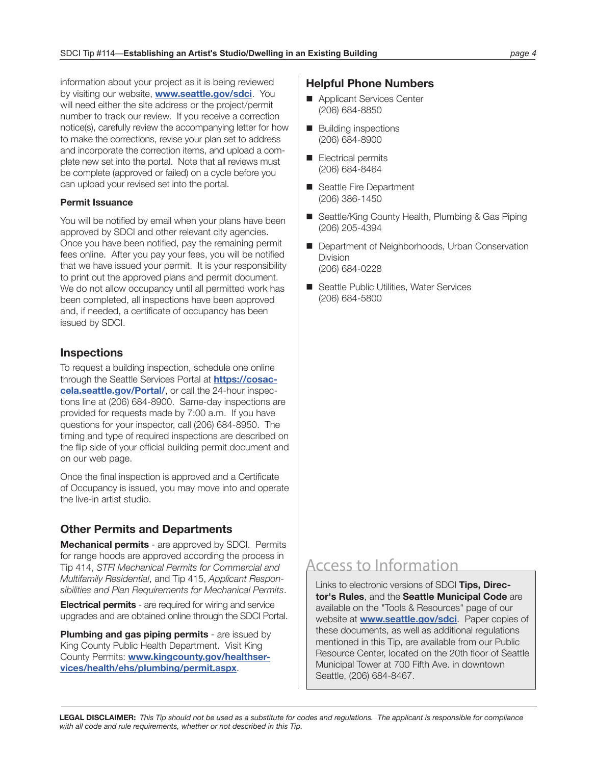information about your project as it is being reviewed by visiting our website, **www.seattle.gov/sdci**. You will need either the site address or the project/permit number to track our review. If you receive a correction notice(s), carefully review the accompanying letter for how to make the corrections, revise your plan set to address and incorporate the correction items, and upload a complete new set into the portal. Note that all reviews must be complete (approved or failed) on a cycle before you can upload your revised set into the portal.

**Permit Issuance**

You will be notified by email when your plans have been approved by SDCI and other relevant city agencies. Once you have been notified, pay the remaining permit fees online. After you pay your fees, you will be notified that we have issued your permit. It is your responsibility to print out the approved plans and permit document. We do not allow occupancy until all permitted work has been completed, all inspections have been approved and, if needed, a certificate of occupancy has been issued by SDCI.

## Inspections

To request a building inspection, schedule one online through the Seattle Services Portal at **https://cosaccela.seattle.gov/Portal/**, or call the 24-hour inspections line at (206) 684-8900. Same-day inspections are provided for requests made by 7:00 a.m. If you have questions for your inspector, call (206) 684-8950. The timing and type of required inspections are described on the flip side of your official building permit document and on our web page.

Once the final inspection is approved and a Certificate of Occupancy is issued, you may move into and operate the live-in artist studio.

## Other Permits and Departments

**Mechanical permits** - are approved by SDCI. Permits for range hoods are approved according the process in Tip 414, *STFI Mechanical Permits for Commercial and Multifamily Residential*, and Tip 415, *Applicant Responsibilities and Plan Requirements for Mechanical Permits*.

**Electrical permits** - are required for wiring and service upgrades and are obtained online through the SDCI Portal.

**Plumbing and gas piping permits** - are issued by King County Public Health Department. Visit King County Permits: **www.kingcounty.gov/healthservices/health/ehs/plumbing/permit.aspx**.

## Helpful Phone Numbers

- Applicant Services Center
  (206) 684-8850
- Building inspections
  (206) 684-8900
- Electrical permits
  (206) 684-8464
- Seattle Fire Department
  (206) 386-1450
- Seattle/King County Health, Plumbing & Gas Piping
  (206) 205-4394
- Department of Neighborhoods, Urban Conservation Division
  (206) 684-0228
- Seattle Public Utilities, Water Services
  (206) 684-5800

## Access to Information

Links to electronic versions of SDCI **Tips, Director's Rules**, and the **Seattle Municipal Code** are available on the "Tools & Resources" page of our website at **www.seattle.gov/sdci**. Paper copies of these documents, as well as additional regulations mentioned in this Tip, are available from our Public Resource Center, located on the 20th floor of Seattle Municipal Tower at 700 Fifth Ave. in downtown Seattle, (206) 684-8467.

**LEGAL DISCLAIMER:** *This Tip should not be used as a substitute for codes and regulations. The applicant is responsible for compliance with all code and rule requirements, whether or not described in this Tip.*